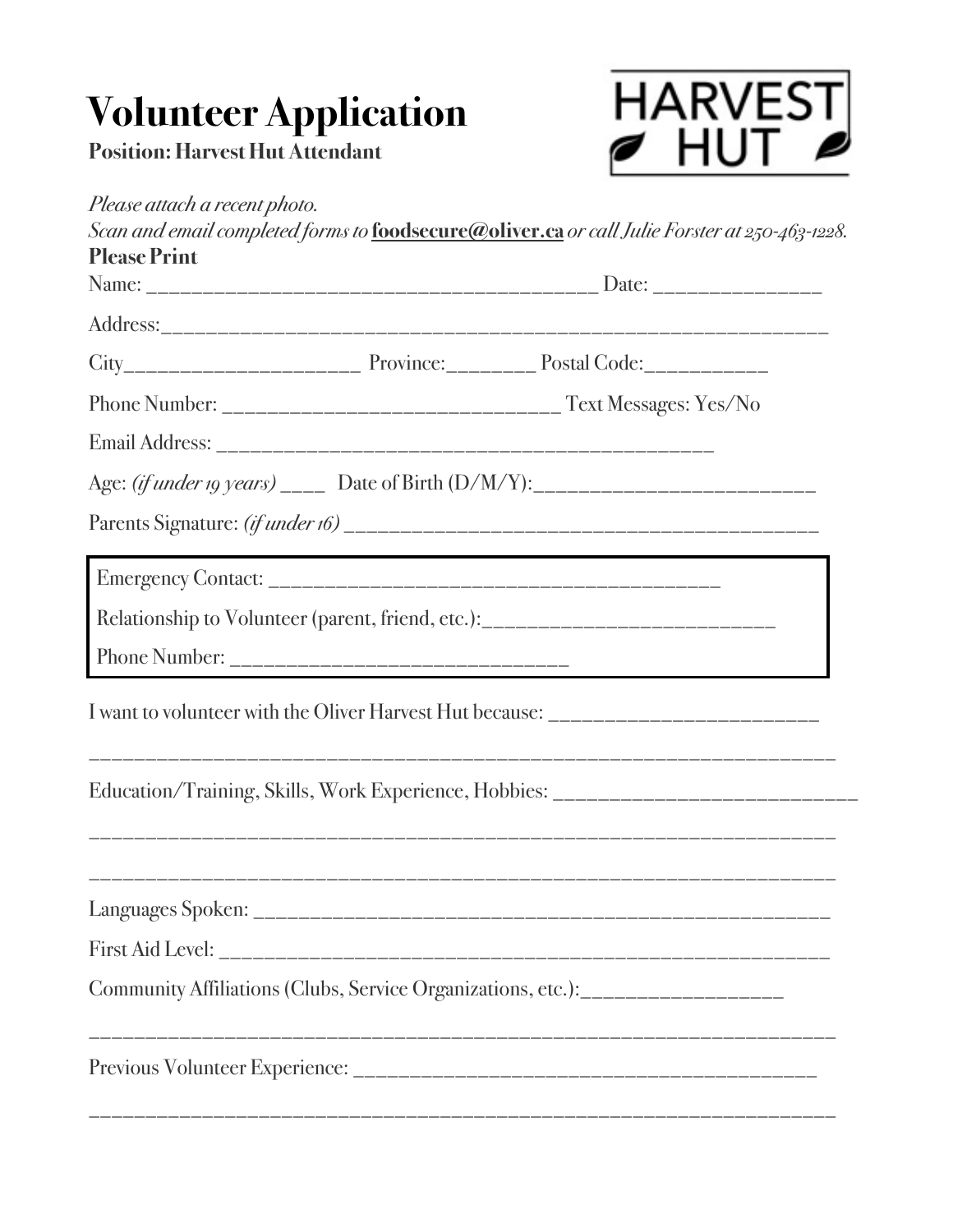# Volunteer Application

**Position: Harvest Hut Attendant**

HARVEST HUT

*Please attach a recent photo.*
*Scan and email completed forms to* **foodsecure@oliver.ca** *or call Julie Forster at 250-463-1228.*

**Please Print**

Name: ________________________________________ Date: _______________

Address:_______________________________________________________________

City______________________ Province:________ Postal Code:___________

Phone Number: _______________________________ Text Messages: Yes/No

Email Address: ____________________________________________

Age: *(if under 19 years)* ____ Date of Birth (D/M/Y):__________________________

Parents Signature: *(if under 16)* __________________________________________

Emergency Contact: __________________________________________

Relationship to Volunteer (parent, friend, etc.):__________________________

Phone Number: ______________________________

I want to volunteer with the Oliver Harvest Hut because: _________________________

____________________________________________________________________

Education/Training, Skills, Work Experience, Hobbies: ___________________________

____________________________________________________________________

____________________________________________________________________

Languages Spoken: ____________________________________________________

First Aid Level: ______________________________________________________

Community Affiliations (Clubs, Service Organizations, etc.):___________________

____________________________________________________________________

Previous Volunteer Experience: __________________________________________

____________________________________________________________________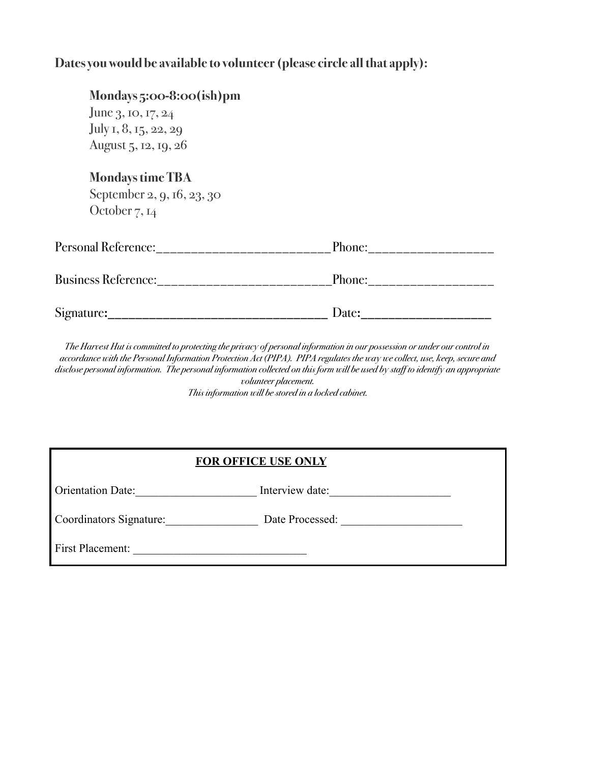**Dates you would be available to volunteer (please circle all that apply):**

**Mondays 5:00-8:00(ish)pm**
June 3, 10, 17, 24
July 1, 8, 15, 22, 29
August 5, 12, 19, 26

**Mondays time TBA**
September 2, 9, 16, 23, 30
October 7, 14

Personal Reference:\_\_\_\_\_\_\_\_\_\_\_\_\_\_\_\_\_\_\_\_\_\_\_\_\_\_ Phone:\_\_\_\_\_\_\_\_\_\_\_\_\_\_\_\_\_\_

Business Reference:\_\_\_\_\_\_\_\_\_\_\_\_\_\_\_\_\_\_\_\_\_\_\_\_\_\_ Phone:\_\_\_\_\_\_\_\_\_\_\_\_\_\_\_\_\_\_

Signature:\_\_\_\_\_\_\_\_\_\_\_\_\_\_\_\_\_\_\_\_\_\_\_\_\_\_\_\_\_\_\_\_\_\_ Date:\_\_\_\_\_\_\_\_\_\_\_\_\_\_\_\_\_\_\_

*The Harvest Hut is committed to protecting the privacy of personal information in our possession or under our control in accordance with the Personal Information Protection Act (PIPA). PIPA regulates the way we collect, use, keep, secure and disclose personal information. The personal information collected on this form will be used by staff to identify an appropriate volunteer placement.*

*This information will be stored in a locked cabinet.*

**FOR OFFICE USE ONLY**

Orientation Date:\_\_\_\_\_\_\_\_\_\_\_\_\_\_\_\_\_\_\_\_ Interview date:\_\_\_\_\_\_\_\_\_\_\_\_\_\_\_\_\_\_\_\_

Coordinators Signature:\_\_\_\_\_\_\_\_\_\_\_\_\_\_\_\_ Date Processed: \_\_\_\_\_\_\_\_\_\_\_\_\_\_\_\_\_\_\_\_

First Placement: \_\_\_\_\_\_\_\_\_\_\_\_\_\_\_\_\_\_\_\_\_\_\_\_\_\_\_\_\_\_